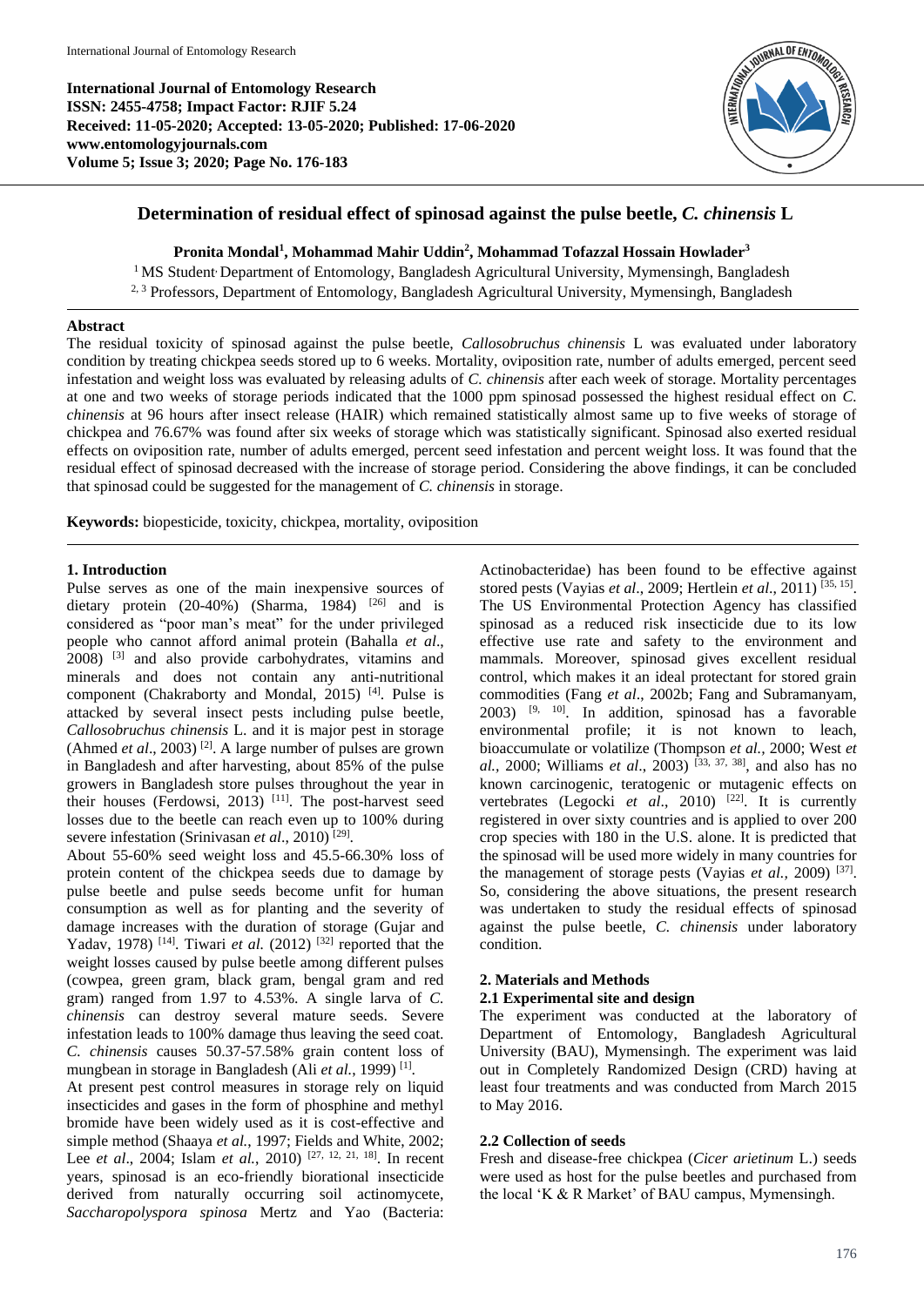**International Journal of Entomology Research**
**ISSN: 2455-4758; Impact Factor: RJIF 5.24**
**Received: 11-05-2020; Accepted: 13-05-2020; Published: 17-06-2020**
**www.entomologyjournals.com**
**Volume 5; Issue 3; 2020; Page No. 176-183**

# Determination of residual effect of spinosad against the pulse beetle, *C. chinensis* L

**Pronita Mondal[1], Mohammad Mahir Uddin[2], Mohammad Tofazzal Hossain Howlader[3]**

[1] MS Student Department of Entomology, Bangladesh Agricultural University, Mymensingh, Bangladesh
[2, 3] Professors, Department of Entomology, Bangladesh Agricultural University, Mymensingh, Bangladesh

## Abstract

The residual toxicity of spinosad against the pulse beetle, *Callosobruchus chinensis* L was evaluated under laboratory condition by treating chickpea seeds stored up to 6 weeks. Mortality, oviposition rate, number of adults emerged, percent seed infestation and weight loss was evaluated by releasing adults of *C. chinensis* after each week of storage. Mortality percentages at one and two weeks of storage periods indicated that the 1000 ppm spinosad possessed the highest residual effect on *C. chinensis* at 96 hours after insect release (HAIR) which remained statistically almost same up to five weeks of storage of chickpea and 76.67% was found after six weeks of storage which was statistically significant. Spinosad also exerted residual effects on oviposition rate, number of adults emerged, percent seed infestation and percent weight loss. It was found that the residual effect of spinosad decreased with the increase of storage period. Considering the above findings, it can be concluded that spinosad could be suggested for the management of *C. chinensis* in storage.

**Keywords:** biopesticide, toxicity, chickpea, mortality, oviposition

## 1. Introduction

Pulse serves as one of the main inexpensive sources of dietary protein (20-40%) (Sharma, 1984) [26] and is considered as "poor man's meat" for the under privileged people who cannot afford animal protein (Bahalla *et al*., 2008) [3] and also provide carbohydrates, vitamins and minerals and does not contain any anti-nutritional component (Chakraborty and Mondal, 2015) [4]. Pulse is attacked by several insect pests including pulse beetle, *Callosobruchus chinensis* L. and it is major pest in storage (Ahmed *et al*., 2003) [2]. A large number of pulses are grown in Bangladesh and after harvesting, about 85% of the pulse growers in Bangladesh store pulses throughout the year in their houses (Ferdowsi, 2013) [11]. The post-harvest seed losses due to the beetle can reach even up to 100% during severe infestation (Srinivasan *et al*., 2010) [29].

About 55-60% seed weight loss and 45.5-66.30% loss of protein content of the chickpea seeds due to damage by pulse beetle and pulse seeds become unfit for human consumption as well as for planting and the severity of damage increases with the duration of storage (Gujar and Yadav, 1978) [14]. Tiwari *et al.* (2012) [32] reported that the weight losses caused by pulse beetle among different pulses (cowpea, green gram, black gram, bengal gram and red gram) ranged from 1.97 to 4.53%. A single larva of *C. chinensis* can destroy several mature seeds. Severe infestation leads to 100% damage thus leaving the seed coat. *C. chinensis* causes 50.37-57.58% grain content loss of mungbean in storage in Bangladesh (Ali *et al.*, 1999) [1].

At present pest control measures in storage rely on liquid insecticides and gases in the form of phosphine and methyl bromide have been widely used as it is cost-effective and simple method (Shaaya *et al.*, 1997; Fields and White, 2002; Lee *et al*., 2004; Islam *et al.*, 2010) [27, 12, 21, 18]. In recent years, spinosad is an eco-friendly biorational insecticide derived from naturally occurring soil actinomycete, *Saccharopolyspora spinosa* Mertz and Yao (Bacteria: Actinobacteridae) has been found to be effective against stored pests (Vayias *et al*., 2009; Hertlein *et al*., 2011) [35, 15]. The US Environmental Protection Agency has classified spinosad as a reduced risk insecticide due to its low effective use rate and safety to the environment and mammals. Moreover, spinosad gives excellent residual control, which makes it an ideal protectant for stored grain commodities (Fang *et al*., 2002b; Fang and Subramanyam, 2003) [9, 10]. In addition, spinosad has a favorable environmental profile; it is not known to leach, bioaccumulate or volatilize (Thompson *et al.*, 2000; West *et al.*, 2000; Williams *et al*., 2003) [33, 37, 38], and also has no known carcinogenic, teratogenic or mutagenic effects on vertebrates (Legocki *et al*., 2010) [22]. It is currently registered in over sixty countries and is applied to over 200 crop species with 180 in the U.S. alone. It is predicted that the spinosad will be used more widely in many countries for the management of storage pests (Vayias *et al.*, 2009) [37]. So, considering the above situations, the present research was undertaken to study the residual effects of spinosad against the pulse beetle, *C. chinensis* under laboratory condition.

## 2. Materials and Methods

### 2.1 Experimental site and design

The experiment was conducted at the laboratory of Department of Entomology, Bangladesh Agricultural University (BAU), Mymensingh. The experiment was laid out in Completely Randomized Design (CRD) having at least four treatments and was conducted from March 2015 to May 2016.

### 2.2 Collection of seeds

Fresh and disease-free chickpea (*Cicer arietinum* L.) seeds were used as host for the pulse beetles and purchased from the local 'K & R Market' of BAU campus, Mymensingh.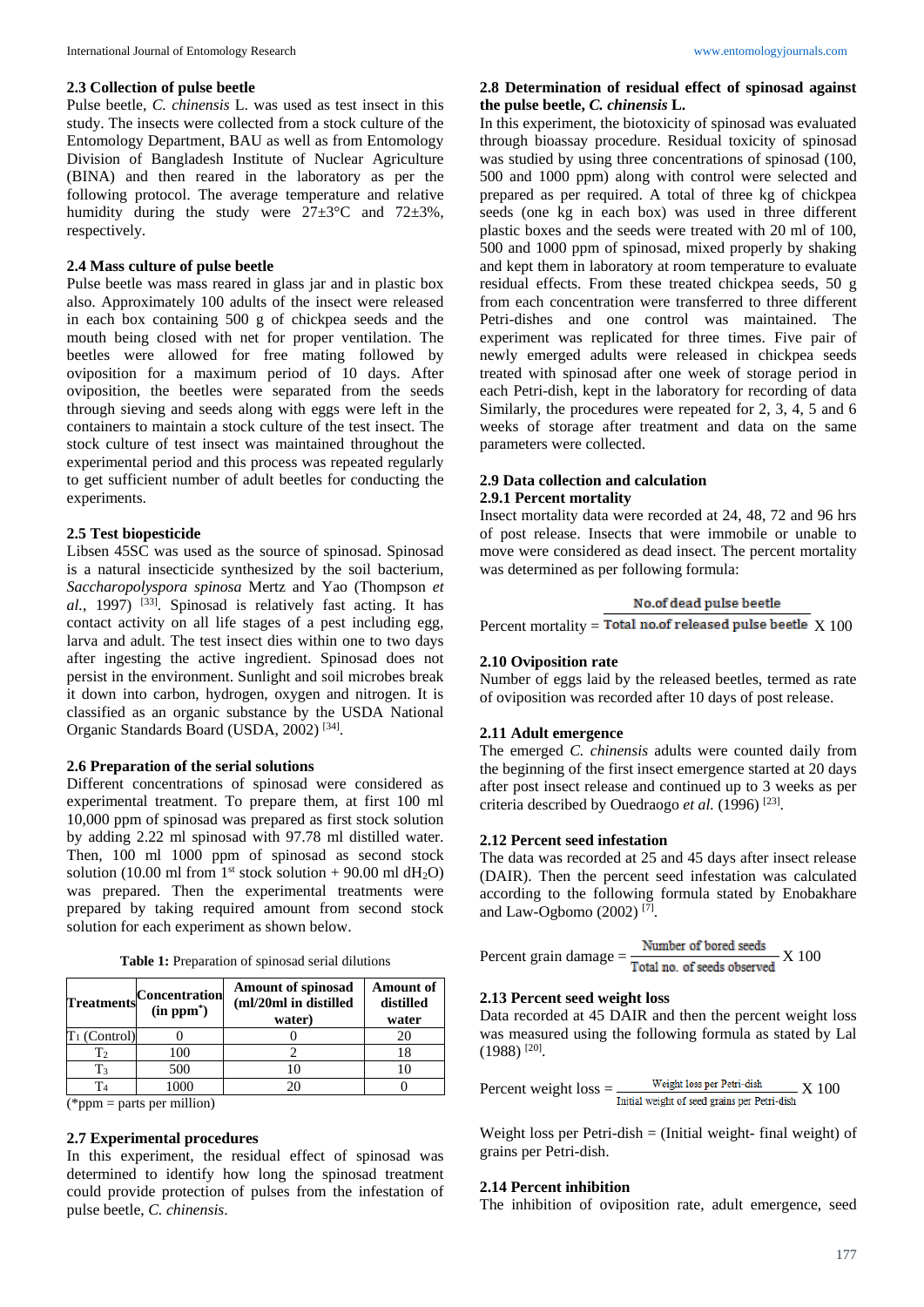### 2.3 Collection of pulse beetle

Pulse beetle, *C. chinensis* L. was used as test insect in this study. The insects were collected from a stock culture of the Entomology Department, BAU as well as from Entomology Division of Bangladesh Institute of Nuclear Agriculture (BINA) and then reared in the laboratory as per the following protocol. The average temperature and relative humidity during the study were 27±3°C and 72±3%, respectively.

### 2.4 Mass culture of pulse beetle

Pulse beetle was mass reared in glass jar and in plastic box also. Approximately 100 adults of the insect were released in each box containing 500 g of chickpea seeds and the mouth being closed with net for proper ventilation. The beetles were allowed for free mating followed by oviposition for a maximum period of 10 days. After oviposition, the beetles were separated from the seeds through sieving and seeds along with eggs were left in the containers to maintain a stock culture of the test insect. The stock culture of test insect was maintained throughout the experimental period and this process was repeated regularly to get sufficient number of adult beetles for conducting the experiments.

### 2.5 Test biopesticide

Libsen 45SC was used as the source of spinosad. Spinosad is a natural insecticide synthesized by the soil bacterium, *Saccharopolyspora spinosa* Mertz and Yao (Thompson *et al.*, 1997) [33]. Spinosad is relatively fast acting. It has contact activity on all life stages of a pest including egg, larva and adult. The test insect dies within one to two days after ingesting the active ingredient. Spinosad does not persist in the environment. Sunlight and soil microbes break it down into carbon, hydrogen, oxygen and nitrogen. It is classified as an organic substance by the USDA National Organic Standards Board (USDA, 2002) [34].

### 2.6 Preparation of the serial solutions

Different concentrations of spinosad were considered as experimental treatment. To prepare them, at first 100 ml 10,000 ppm of spinosad was prepared as first stock solution by adding 2.22 ml spinosad with 97.78 ml distilled water. Then, 100 ml 1000 ppm of spinosad as second stock solution (10.00 ml from 1st stock solution + 90.00 ml $dH_2O$) was prepared. Then the experimental treatments were prepared by taking required amount from second stock solution for each experiment as shown below.

**Table 1:** Preparation of spinosad serial dilutions

| Treatments | Concentration (in ppm*) | Amount of spinosad (ml/20ml in distilled water) | Amount of distilled water |
|---|---|---|---|
| $T_1$ (Control) | 0 | 0 | 20 |
| $T_2$ | 100 | 2 | 18 |
| $T_3$ | 500 | 10 | 10 |
| $T_4$ | 1000 | 20 | 0 |

(*ppm = parts per million)

### 2.7 Experimental procedures

In this experiment, the residual effect of spinosad was determined to identify how long the spinosad treatment could provide protection of pulses from the infestation of pulse beetle, *C. chinensis*.

### 2.8 Determination of residual effect of spinosad against the pulse beetle, *C. chinensis* L.

In this experiment, the biotoxicity of spinosad was evaluated through bioassay procedure. Residual toxicity of spinosad was studied by using three concentrations of spinosad (100, 500 and 1000 ppm) along with control were selected and prepared as per required. A total of three kg of chickpea seeds (one kg in each box) was used in three different plastic boxes and the seeds were treated with 20 ml of 100, 500 and 1000 ppm of spinosad, mixed properly by shaking and kept them in laboratory at room temperature to evaluate residual effects. From these treated chickpea seeds, 50 g from each concentration were transferred to three different Petri-dishes and one control was maintained. The experiment was replicated for three times. Five pair of newly emerged adults were released in chickpea seeds treated with spinosad after one week of storage period in each Petri-dish, kept in the laboratory for recording of data Similarly, the procedures were repeated for 2, 3, 4, 5 and 6 weeks of storage after treatment and data on the same parameters were collected.

### 2.9 Data collection and calculation

#### 2.9.1 Percent mortality

Insect mortality data were recorded at 24, 48, 72 and 96 hrs of post release. Insects that were immobile or unable to move were considered as dead insect. The percent mortality was determined as per following formula:

$$\text{Percent mortality} = \frac{\text{No.of dead pulse beetle}}{\text{Total no.of released pulse beetle}} \times 100$$

### 2.10 Oviposition rate

Number of eggs laid by the released beetles, termed as rate of oviposition was recorded after 10 days of post release.

### 2.11 Adult emergence

The emerged *C. chinensis* adults were counted daily from the beginning of the first insect emergence started at 20 days after post insect release and continued up to 3 weeks as per criteria described by Ouedraogo *et al.* (1996) [23].

### 2.12 Percent seed infestation

The data was recorded at 25 and 45 days after insect release (DAIR). Then the percent seed infestation was calculated according to the following formula stated by Enobakhare and Law-Ogbomo (2002) [7].

$$\text{Percent grain damage} = \frac{\text{Number of bored seeds}}{\text{Total no. of seeds observed}} \times 100$$

### 2.13 Percent seed weight loss

Data recorded at 45 DAIR and then the percent weight loss was measured using the following formula as stated by Lal (1988) [20].

$$\text{Percent weight loss} = \frac{\text{Weight loss per Petri-dish}}{\text{Initial weight of seed grains per Petri-dish}} \times 100$$

Weight loss per Petri-dish = (Initial weight- final weight) of grains per Petri-dish.

### 2.14 Percent inhibition

The inhibition of oviposition rate, adult emergence, seed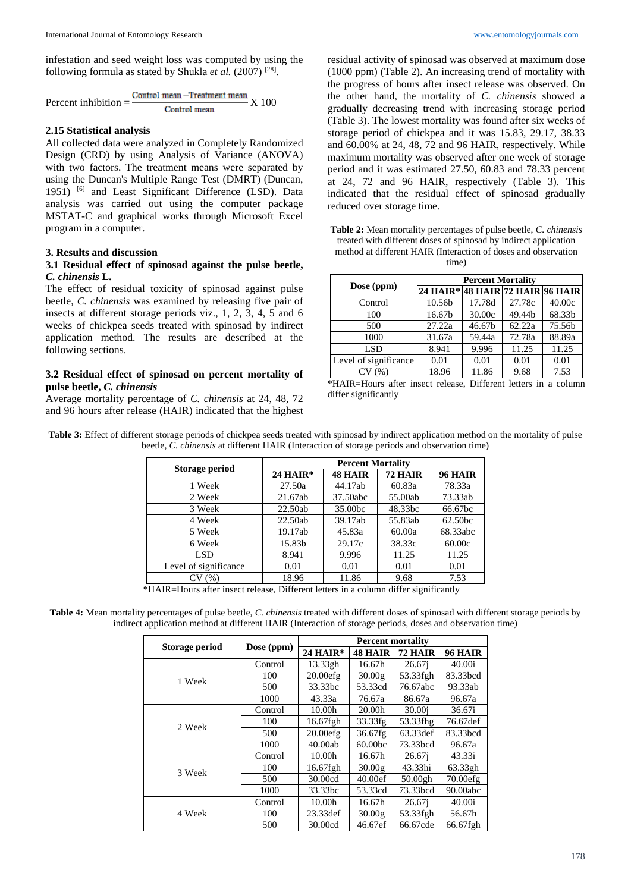infestation and seed weight loss was computed by using the following formula as stated by Shukla *et al.* (2007) [28].

$$\text{Percent inhibition} = \frac{\text{Control mean} - \text{Treatment mean}}{\text{Control mean}} \times 100$$

### 2.15 Statistical analysis

All collected data were analyzed in Completely Randomized Design (CRD) by using Analysis of Variance (ANOVA) with two factors. The treatment means were separated by using the Duncan's Multiple Range Test (DMRT) (Duncan, 1951) [6] and Least Significant Difference (LSD). Data analysis was carried out using the computer package MSTAT-C and graphical works through Microsoft Excel program in a computer.

## 3. Results and discussion

### 3.1 Residual effect of spinosad against the pulse beetle, *C. chinensis* L.

The effect of residual toxicity of spinosad against pulse beetle, *C. chinensis* was examined by releasing five pair of insects at different storage periods viz., 1, 2, 3, 4, 5 and 6 weeks of chickpea seeds treated with spinosad by indirect application method. The results are described at the following sections.

### 3.2 Residual effect of spinosad on percent mortality of pulse beetle, *C. chinensis*

Average mortality percentage of *C. chinensis* at 24, 48, 72 and 96 hours after release (HAIR) indicated that the highest residual activity of spinosad was observed at maximum dose (1000 ppm) (Table 2). An increasing trend of mortality with the progress of hours after insect release was observed. On the other hand, the mortality of *C. chinensis* showed a gradually decreasing trend with increasing storage period (Table 3). The lowest mortality was found after six weeks of storage period of chickpea and it was 15.83, 29.17, 38.33 and 60.00% at 24, 48, 72 and 96 HAIR, respectively. While maximum mortality was observed after one week of storage period and it was estimated 27.50, 60.83 and 78.33 percent at 24, 72 and 96 HAIR, respectively (Table 3). This indicated that the residual effect of spinosad gradually reduced over storage time.

**Table 2:** Mean mortality percentages of pulse beetle, *C. chinensis* treated with different doses of spinosad by indirect application method at different HAIR (Interaction of doses and observation time)

| Dose (ppm) | Percent Mortality | | | |
|---|---|---|---|---|
| | 24 HAIR* | 48 HAIR | 72 HAIR | 96 HAIR |
| Control | 10.56b | 17.78d | 27.78c | 40.00c |
| 100 | 16.67b | 30.00c | 49.44b | 68.33b |
| 500 | 27.22a | 46.67b | 62.22a | 75.56b |
| 1000 | 31.67a | 59.44a | 72.78a | 88.89a |
| LSD | 8.941 | 9.996 | 11.25 | 11.25 |
| Level of significance | 0.01 | 0.01 | 0.01 | 0.01 |
| CV (%) | 18.96 | 11.86 | 9.68 | 7.53 |

*HAIR=Hours after insect release, Different letters in a column differ significantly

**Table 3:** Effect of different storage periods of chickpea seeds treated with spinosad by indirect application method on the mortality of pulse beetle, *C. chinensis* at different HAIR (Interaction of storage periods and observation time)

| Storage period | Percent Mortality | | | |
|---|---|---|---|---|
| | 24 HAIR* | 48 HAIR | 72 HAIR | 96 HAIR |
| 1 Week | 27.50a | 44.17ab | 60.83a | 78.33a |
| 2 Week | 21.67ab | 37.50abc | 55.00ab | 73.33ab |
| 3 Week | 22.50ab | 35.00bc | 48.33bc | 66.67bc |
| 4 Week | 22.50ab | 39.17ab | 55.83ab | 62.50bc |
| 5 Week | 19.17ab | 45.83a | 60.00a | 68.33abc |
| 6 Week | 15.83b | 29.17c | 38.33c | 60.00c |
| LSD | 8.941 | 9.996 | 11.25 | 11.25 |
| Level of significance | 0.01 | 0.01 | 0.01 | 0.01 |
| CV (%) | 18.96 | 11.86 | 9.68 | 7.53 |

*HAIR=Hours after insect release, Different letters in a column differ significantly

**Table 4:** Mean mortality percentages of pulse beetle, *C. chinensis* treated with different doses of spinosad with different storage periods by indirect application method at different HAIR (Interaction of storage periods, doses and observation time)

| Storage period | Dose (ppm) | Percent mortality | | | |
|---|---|---|---|---|---|
| | | 24 HAIR* | 48 HAIR | 72 HAIR | 96 HAIR |
| 1 Week | Control | 13.33gh | 16.67h | 26.67j | 40.00i |
| | 100 | 20.00efg | 30.00g | 53.33fgh | 83.33bcd |
| | 500 | 33.33bc | 53.33cd | 76.67abc | 93.33ab |
| | 1000 | 43.33a | 76.67a | 86.67a | 96.67a |
| 2 Week | Control | 10.00h | 20.00h | 30.00j | 36.67i |
| | 100 | 16.67fgh | 33.33fg | 53.33fhg | 76.67def |
| | 500 | 20.00efg | 36.67fg | 63.33def | 83.33bcd |
| | 1000 | 40.00ab | 60.00bc | 73.33bcd | 96.67a |
| 3 Week | Control | 10.00h | 16.67h | 26.67j | 43.33i |
| | 100 | 16.67fgh | 30.00g | 43.33hi | 63.33gh |
| | 500 | 30.00cd | 40.00ef | 50.00gh | 70.00efg |
| | 1000 | 33.33bc | 53.33cd | 73.33bcd | 90.00abc |
| 4 Week | Control | 10.00h | 16.67h | 26.67j | 40.00i |
| | 100 | 23.33def | 30.00g | 53.33fgh | 56.67h |
| | 500 | 30.00cd | 46.67ef | 66.67cde | 66.67fgh |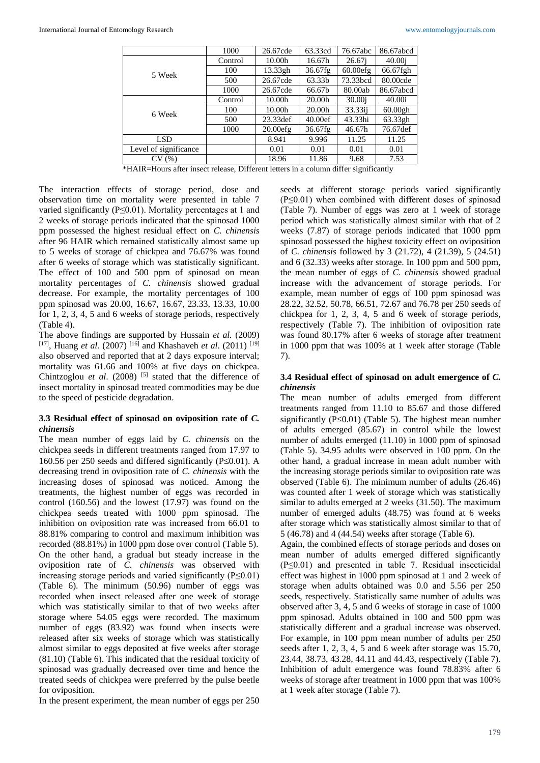| | | | | | |
|---|---|---|---|---|---|
| | 1000 | 26.67cde | 63.33cd | 76.67abc | 86.67abcd |
| 5 Week | Control | 10.00h | 16.67h | 26.67j | 40.00j |
| | 100 | 13.33gh | 36.67fg | 60.00efg | 66.67fgh |
| | 500 | 26.67cde | 63.33b | 73.33bcd | 80.00cde |
| | 1000 | 26.67cde | 66.67b | 80.00ab | 86.67abcd |
| 6 Week | Control | 10.00h | 20.00h | 30.00j | 40.00i |
| | 100 | 10.00h | 20.00h | 33.33ij | 60.00gh |
| | 500 | 23.33def | 40.00ef | 43.33hi | 63.33gh |
| | 1000 | 20.00efg | 36.67fg | 46.67h | 76.67def |
| LSD | | 8.941 | 9.996 | 11.25 | 11.25 |
| Level of significance | | 0.01 | 0.01 | 0.01 | 0.01 |
| CV (%) | | 18.96 | 11.86 | 9.68 | 7.53 |

*HAIR=Hours after insect release, Different letters in a column differ significantly

The interaction effects of storage period, dose and observation time on mortality were presented in table 7 varied significantly (P≤0.01). Mortality percentages at 1 and 2 weeks of storage periods indicated that the spinosad 1000 ppm possessed the highest residual effect on *C. chinensis* after 96 HAIR which remained statistically almost same up to 5 weeks of storage of chickpea and 76.67% was found after 6 weeks of storage which was statistically significant. The effect of 100 and 500 ppm of spinosad on mean mortality percentages of *C. chinensis* showed gradual decrease. For example, the mortality percentages of 100 ppm spinosad was 20.00, 16.67, 16.67, 23.33, 13.33, 10.00 for 1, 2, 3, 4, 5 and 6 weeks of storage periods, respectively (Table 4).

The above findings are supported by Hussain *et al.* (2009) [17], Huang *et al.* (2007) [16] and Khashaveh *et al*. (2011) [19] also observed and reported that at 2 days exposure interval; mortality was 61.66 and 100% at five days on chickpea. Chintzoglou *et al*. (2008) [5] stated that the difference of insect mortality in spinosad treated commodities may be due to the speed of pesticide degradation.

### 3.3 Residual effect of spinosad on oviposition rate of *C. chinensis*

The mean number of eggs laid by *C. chinensis* on the chickpea seeds in different treatments ranged from 17.97 to 160.56 per 250 seeds and differed significantly (P≤0.01). A decreasing trend in oviposition rate of *C. chinensis* with the increasing doses of spinosad was noticed. Among the treatments, the highest number of eggs was recorded in control (160.56) and the lowest (17.97) was found on the chickpea seeds treated with 1000 ppm spinosad. The inhibition on oviposition rate was increased from 66.01 to 88.81% comparing to control and maximum inhibition was recorded (88.81%) in 1000 ppm dose over control (Table 5). On the other hand, a gradual but steady increase in the oviposition rate of *C. chinensis* was observed with increasing storage periods and varied significantly (P≤0.01) (Table 6). The minimum (50.96) number of eggs was recorded when insect released after one week of storage which was statistically similar to that of two weeks after storage where 54.05 eggs were recorded. The maximum number of eggs (83.92) was found when insects were released after six weeks of storage which was statistically almost similar to eggs deposited at five weeks after storage (81.10) (Table 6). This indicated that the residual toxicity of spinosad was gradually decreased over time and hence the treated seeds of chickpea were preferred by the pulse beetle for oviposition.

In the present experiment, the mean number of eggs per 250 seeds at different storage periods varied significantly (P≤0.01) when combined with different doses of spinosad (Table 7). Number of eggs was zero at 1 week of storage period which was statistically almost similar with that of 2 weeks (7.87) of storage periods indicated that 1000 ppm spinosad possessed the highest toxicity effect on oviposition of *C. chinensis* followed by 3 (21.72), 4 (21.39), 5 (24.51) and 6 (32.33) weeks after storage. In 100 ppm and 500 ppm, the mean number of eggs of *C. chinensis* showed gradual increase with the advancement of storage periods. For example, mean number of eggs of 100 ppm spinosad was 28.22, 32.52, 50.78, 66.51, 72.67 and 76.78 per 250 seeds of chickpea for 1, 2, 3, 4, 5 and 6 week of storage periods, respectively (Table 7). The inhibition of oviposition rate was found 80.17% after 6 weeks of storage after treatment in 1000 ppm that was 100% at 1 week after storage (Table 7).

### 3.4 Residual effect of spinosad on adult emergence of *C. chinensis*

The mean number of adults emerged from different treatments ranged from 11.10 to 85.67 and those differed significantly (P≤0.01) (Table 5). The highest mean number of adults emerged (85.67) in control while the lowest number of adults emerged (11.10) in 1000 ppm of spinosad (Table 5). 34.95 adults were observed in 100 ppm. On the other hand, a gradual increase in mean adult number with the increasing storage periods similar to oviposition rate was observed (Table 6). The minimum number of adults (26.46) was counted after 1 week of storage which was statistically similar to adults emerged at 2 weeks (31.50). The maximum number of emerged adults (48.75) was found at 6 weeks after storage which was statistically almost similar to that of 5 (46.78) and 4 (44.54) weeks after storage (Table 6).

Again, the combined effects of storage periods and doses on mean number of adults emerged differed significantly (P≤0.01) and presented in table 7. Residual insecticidal effect was highest in 1000 ppm spinosad at 1 and 2 week of storage when adults obtained was 0.0 and 5.56 per 250 seeds, respectively. Statistically same number of adults was observed after 3, 4, 5 and 6 weeks of storage in case of 1000 ppm spinosad. Adults obtained in 100 and 500 ppm was statistically different and a gradual increase was observed. For example, in 100 ppm mean number of adults per 250 seeds after 1, 2, 3, 4, 5 and 6 week after storage was 15.70, 23.44, 38.73, 43.28, 44.11 and 44.43, respectively (Table 7). Inhibition of adult emergence was found 78.83% after 6 weeks of storage after treatment in 1000 ppm that was 100% at 1 week after storage (Table 7).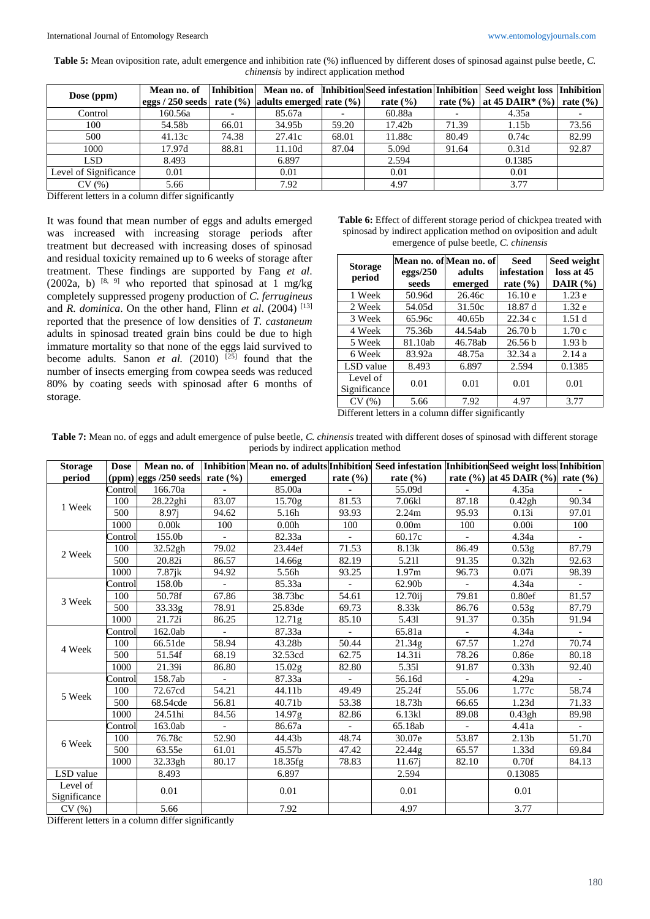**Table 5:** Mean oviposition rate, adult emergence and inhibition rate (%) influenced by different doses of spinosad against pulse beetle, *C. chinensis* by indirect application method

| Dose (ppm) | Mean no. of eggs / 250 seeds | Inhibition rate (%) | Mean no. of adults emerged | Inhibition rate (%) | Seed infestation rate (%) | Inhibition rate (%) | Seed weight loss at 45 DAIR* (%) | Inhibition rate (%) |
|---|---|---|---|---|---|---|---|---|
| Control | 160.56a | - | 85.67a | - | 60.88a | - | 4.35a | - |
| 100 | 54.58b | 66.01 | 34.95b | 59.20 | 17.42b | 71.39 | 1.15b | 73.56 |
| 500 | 41.13c | 74.38 | 27.41c | 68.01 | 11.88c | 80.49 | 0.74c | 82.99 |
| 1000 | 17.97d | 88.81 | 11.10d | 87.04 | 5.09d | 91.64 | 0.31d | 92.87 |
| LSD | 8.493 | | 6.897 | | 2.594 | | 0.1385 | |
| Level of Significance | 0.01 | | 0.01 | | 0.01 | | 0.01 | |
| CV (%) | 5.66 | | 7.92 | | 4.97 | | 3.77 | |

Different letters in a column differ significantly

It was found that mean number of eggs and adults emerged was increased with increasing storage periods after treatment but decreased with increasing doses of spinosad and residual toxicity remained up to 6 weeks of storage after treatment. These findings are supported by Fang *et al*. (2002a, b) [8, 9] who reported that spinosad at 1 mg/kg completely suppressed progeny production of *C. ferrugineus* and *R. dominica*. On the other hand, Flinn *et al*. (2004) [13] reported that the presence of low densities of *T. castaneum* adults in spinosad treated grain bins could be due to high immature mortality so that none of the eggs laid survived to become adults. Sanon *et al.* (2010) [25] found that the number of insects emerging from cowpea seeds was reduced 80% by coating seeds with spinosad after 6 months of storage.

**Table 6:** Effect of different storage period of chickpea treated with spinosad by indirect application method on oviposition and adult emergence of pulse beetle, *C. chinensis*

| Storage period | Mean no. of eggs/250 seeds | Mean no. of adults emerged | Seed infestation rate (%) | Seed weight loss at 45 DAIR (%) |
|---|---|---|---|---|
| 1 Week | 50.96d | 26.46c | 16.10 e | 1.23 e |
| 2 Week | 54.05d | 31.50c | 18.87 d | 1.32 e |
| 3 Week | 65.96c | 40.65b | 22.34 c | 1.51 d |
| 4 Week | 75.36b | 44.54ab | 26.70 b | 1.70 c |
| 5 Week | 81.10ab | 46.78ab | 26.56 b | 1.93 b |
| 6 Week | 83.92a | 48.75a | 32.34 a | 2.14 a |
| LSD value | 8.493 | 6.897 | 2.594 | 0.1385 |
| Level of Significance | 0.01 | 0.01 | 0.01 | 0.01 |
| CV (%) | 5.66 | 7.92 | 4.97 | 3.77 |

Different letters in a column differ significantly

**Table 7:** Mean no. of eggs and adult emergence of pulse beetle, *C. chinensis* treated with different doses of spinosad with different storage periods by indirect application method

| Storage period | Dose (ppm) | Mean no. of eggs /250 seeds | Inhibition rate (%) | Mean no. of adults emerged | Inhibition rate (%) | Seed infestation rate (%) | Inhibition rate (%) | Seed weight loss at 45 DAIR (%) | Inhibition rate (%) |
|---|---|---|---|---|---|---|---|---|---|
| 1 Week | Control | 166.70a | - | 85.00a | - | 55.09d | - | 4.35a | - |
| | 100 | 28.22ghi | 83.07 | 15.70g | 81.53 | 7.06kl | 87.18 | 0.42gh | 90.34 |
| | 500 | 8.97j | 94.62 | 5.16h | 93.93 | 2.24m | 95.93 | 0.13i | 97.01 |
| | 1000 | 0.00k | 100 | 0.00h | 100 | 0.00m | 100 | 0.00i | 100 |
| 2 Week | Control | 155.0b | - | 82.33a | - | 60.17c | - | 4.34a | - |
| | 100 | 32.52gh | 79.02 | 23.44ef | 71.53 | 8.13k | 86.49 | 0.53g | 87.79 |
| | 500 | 20.82i | 86.57 | 14.66g | 82.19 | 5.21l | 91.35 | 0.32h | 92.63 |
| | 1000 | 7.87jk | 94.92 | 5.56h | 93.25 | 1.97m | 96.73 | 0.07i | 98.39 |
| 3 Week | Control | 158.0b | - | 85.33a | - | 62.90b | - | 4.34a | - |
| | 100 | 50.78f | 67.86 | 38.73bc | 54.61 | 12.70ij | 79.81 | 0.80ef | 81.57 |
| | 500 | 33.33g | 78.91 | 25.83de | 69.73 | 8.33k | 86.76 | 0.53g | 87.79 |
| | 1000 | 21.72i | 86.25 | 12.71g | 85.10 | 5.43l | 91.37 | 0.35h | 91.94 |
| 4 Week | Control | 162.0ab | - | 87.33a | - | 65.81a | - | 4.34a | - |
| | 100 | 66.51de | 58.94 | 43.28b | 50.44 | 21.34g | 67.57 | 1.27d | 70.74 |
| | 500 | 51.54f | 68.19 | 32.53cd | 62.75 | 14.31i | 78.26 | 0.86e | 80.18 |
| | 1000 | 21.39i | 86.80 | 15.02g | 82.80 | 5.35l | 91.87 | 0.33h | 92.40 |
| 5 Week | Control | 158.7ab | - | 87.33a | - | 56.16d | - | 4.29a | - |
| | 100 | 72.67cd | 54.21 | 44.11b | 49.49 | 25.24f | 55.06 | 1.77c | 58.74 |
| | 500 | 68.54cde | 56.81 | 40.71b | 53.38 | 18.73h | 66.65 | 1.23d | 71.33 |
| | 1000 | 24.51hi | 84.56 | 14.97g | 82.86 | 6.13kl | 89.08 | 0.43gh | 89.98 |
| 6 Week | Control | 163.0ab | - | 86.67a | - | 65.18ab | - | 4.41a | - |
| | 100 | 76.78c | 52.90 | 44.43b | 48.74 | 30.07e | 53.87 | 2.13b | 51.70 |
| | 500 | 63.55e | 61.01 | 45.57b | 47.42 | 22.44g | 65.57 | 1.33d | 69.84 |
| | 1000 | 32.33gh | 80.17 | 18.35fg | 78.83 | 11.67j | 82.10 | 0.70f | 84.13 |
| LSD value | | 8.493 | | 6.897 | | 2.594 | | 0.13085 | |
| Level of Significance | | 0.01 | | 0.01 | | 0.01 | | 0.01 | |
| CV (%) | | 5.66 | | 7.92 | | 4.97 | | 3.77 | |

Different letters in a column differ significantly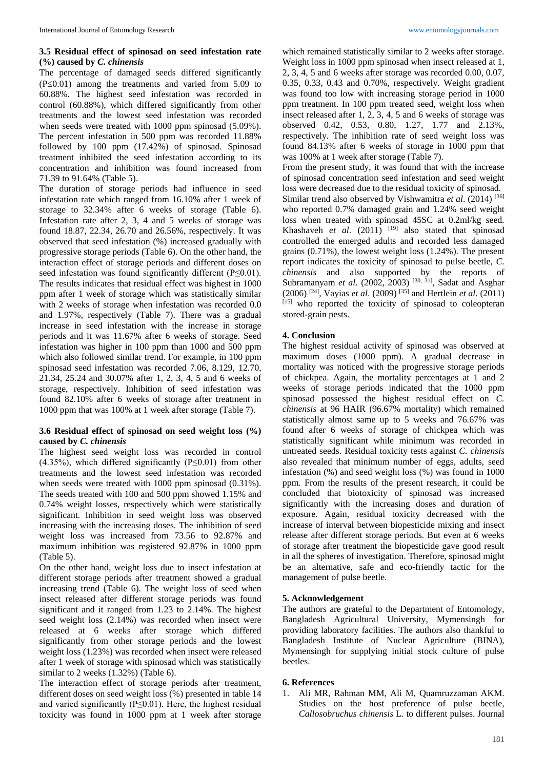### 3.5 Residual effect of spinosad on seed infestation rate (%) caused by *C. chinensis*

The percentage of damaged seeds differed significantly (P≤0.01) among the treatments and varied from 5.09 to 60.88%. The highest seed infestation was recorded in control (60.88%), which differed significantly from other treatments and the lowest seed infestation was recorded when seeds were treated with 1000 ppm spinosad (5.09%). The percent infestation in 500 ppm was recorded 11.88% followed by 100 ppm (17.42%) of spinosad. Spinosad treatment inhibited the seed infestation according to its concentration and inhibition was found increased from 71.39 to 91.64% (Table 5).

The duration of storage periods had influence in seed infestation rate which ranged from 16.10% after 1 week of storage to 32.34% after 6 weeks of storage (Table 6). Infestation rate after 2, 3, 4 and 5 weeks of storage was found 18.87, 22.34, 26.70 and 26.56%, respectively. It was observed that seed infestation (%) increased gradually with progressive storage periods (Table 6). On the other hand, the interaction effect of storage periods and different doses on seed infestation was found significantly different (P≤0.01). The results indicates that residual effect was highest in 1000 ppm after 1 week of storage which was statistically similar with 2 weeks of storage when infestation was recorded 0.0 and 1.97%, respectively (Table 7). There was a gradual increase in seed infestation with the increase in storage periods and it was 11.67% after 6 weeks of storage. Seed infestation was higher in 100 ppm than 1000 and 500 ppm which also followed similar trend. For example, in 100 ppm spinosad seed infestation was recorded 7.06, 8.129, 12.70, 21.34, 25.24 and 30.07% after 1, 2, 3, 4, 5 and 6 weeks of storage, respectively. Inhibition of seed infestation was found 82.10% after 6 weeks of storage after treatment in 1000 ppm that was 100% at 1 week after storage (Table 7).

### 3.6 Residual effect of spinosad on seed weight loss (%) caused by *C. chinensis*

The highest seed weight loss was recorded in control (4.35%), which differed significantly (P≤0.01) from other treatments and the lowest seed infestation was recorded when seeds were treated with 1000 ppm spinosad (0.31%). The seeds treated with 100 and 500 ppm showed 1.15% and 0.74% weight losses, respectively which were statistically significant. Inhibition in seed weight loss was observed increasing with the increasing doses. The inhibition of seed weight loss was increased from 73.56 to 92.87% and maximum inhibition was registered 92.87% in 1000 ppm (Table 5).

On the other hand, weight loss due to insect infestation at different storage periods after treatment showed a gradual increasing trend (Table 6). The weight loss of seed when insect released after different storage periods was found significant and it ranged from 1.23 to 2.14%. The highest seed weight loss (2.14%) was recorded when insect were released at 6 weeks after storage which differed significantly from other storage periods and the lowest weight loss (1.23%) was recorded when insect were released after 1 week of storage with spinosad which was statistically similar to 2 weeks (1.32%) (Table 6).

The interaction effect of storage periods after treatment, different doses on seed weight loss (%) presented in table 14 and varied significantly (P≤0.01). Here, the highest residual toxicity was found in 1000 ppm at 1 week after storage which remained statistically similar to 2 weeks after storage. Weight loss in 1000 ppm spinosad when insect released at 1, 2, 3, 4, 5 and 6 weeks after storage was recorded 0.00, 0.07, 0.35, 0.33, 0.43 and 0.70%, respectively. Weight gradient was found too low with increasing storage period in 1000 ppm treatment. In 100 ppm treated seed, weight loss when insect released after 1, 2, 3, 4, 5 and 6 weeks of storage was observed 0.42, 0.53, 0.80, 1.27, 1.77 and 2.13%, respectively. The inhibition rate of seed weight loss was found 84.13% after 6 weeks of storage in 1000 ppm that was 100% at 1 week after storage (Table 7).

From the present study, it was found that with the increase of spinosad concentration seed infestation and seed weight loss were decreased due to the residual toxicity of spinosad. Similar trend also observed by Vishwamitra *et al*. (2014) [36] who reported 0.7% damaged grain and 1.24% seed weight loss when treated with spinosad 45SC at 0.2ml/kg seed. Khashaveh *et al*. (2011) [19] also stated that spinosad controlled the emerged adults and recorded less damaged grains (0.71%), the lowest weight loss (1.24%). The present report indicates the toxicity of spinosad to pulse beetle, *C. chinensis* and also supported by the reports of Subramanyam *et al*. (2002, 2003) [30, 31], Sadat and Asghar (2006) [24], Vayias *et al*. (2009) [35] and Hertlein *et al*. (2011) [15] who reported the toxicity of spinosad to coleopteran stored-grain pests.

## 4. Conclusion

The highest residual activity of spinosad was observed at maximum doses (1000 ppm). A gradual decrease in mortality was noticed with the progressive storage periods of chickpea. Again, the mortality percentages at 1 and 2 weeks of storage periods indicated that the 1000 ppm spinosad possessed the highest residual effect on *C. chinensis* at 96 HAIR (96.67% mortality) which remained statistically almost same up to 5 weeks and 76.67% was found after 6 weeks of storage of chickpea which was statistically significant while minimum was recorded in untreated seeds. Residual toxicity tests against *C. chinensis* also revealed that minimum number of eggs, adults, seed infestation (%) and seed weight loss (%) was found in 1000 ppm. From the results of the present research, it could be concluded that biotoxicity of spinosad was increased significantly with the increasing doses and duration of exposure. Again, residual toxicity decreased with the increase of interval between biopesticide mixing and insect release after different storage periods. But even at 6 weeks of storage after treatment the biopesticide gave good result in all the spheres of investigation. Therefore, spinosad might be an alternative, safe and eco-friendly tactic for the management of pulse beetle.

## 5. Acknowledgement

The authors are grateful to the Department of Entomology, Bangladesh Agricultural University, Mymensingh for providing laboratory facilities. The authors also thankful to Bangladesh Institute of Nuclear Agriculture (BINA), Mymensingh for supplying initial stock culture of pulse beetles.

## 6. References

1. Ali MR, Rahman MM, Ali M, Quamruzzaman AKM. Studies on the host preference of pulse beetle, *Callosobruchus chinensis* L. to different pulses. Journal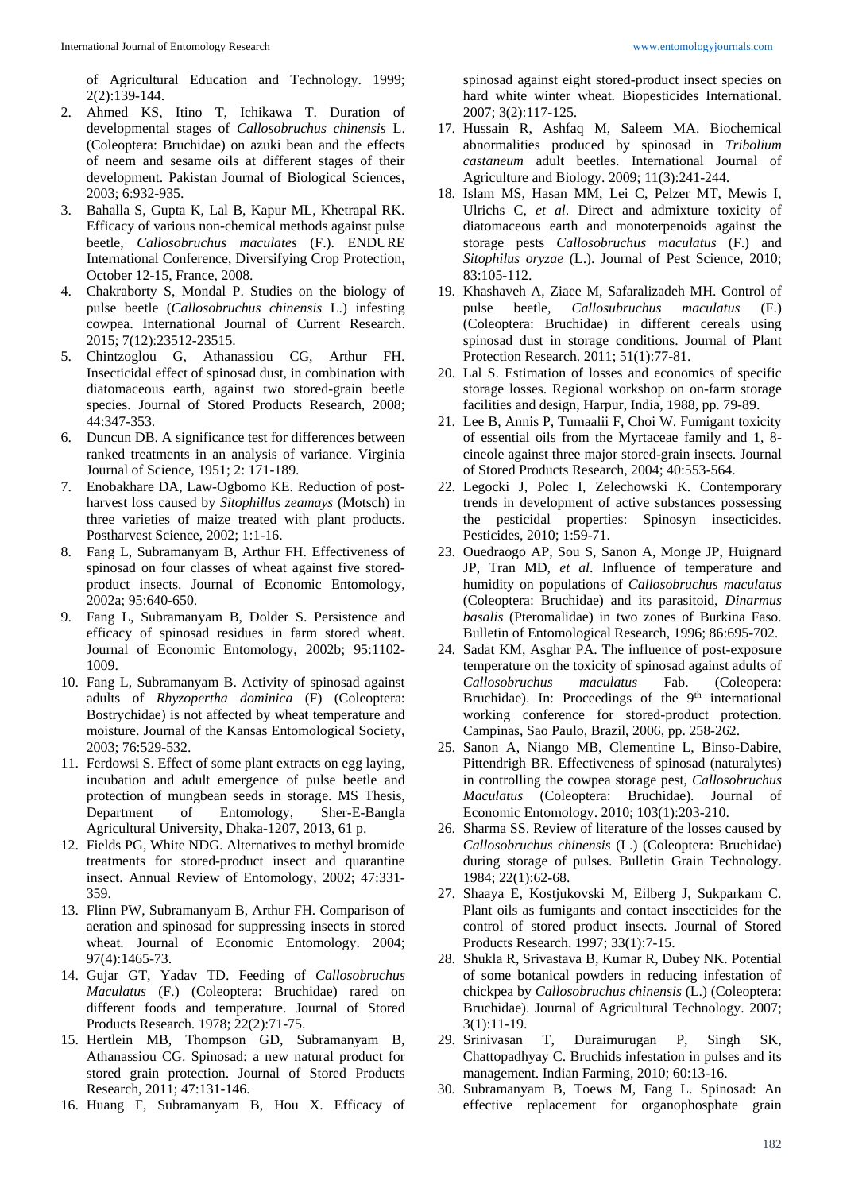of Agricultural Education and Technology. 1999; 2(2):139-144.

2. Ahmed KS, Itino T, Ichikawa T. Duration of developmental stages of *Callosobruchus chinensis* L. (Coleoptera: Bruchidae) on azuki bean and the effects of neem and sesame oils at different stages of their development. Pakistan Journal of Biological Sciences, 2003; 6:932-935.
3. Bahalla S, Gupta K, Lal B, Kapur ML, Khetrapal RK. Efficacy of various non-chemical methods against pulse beetle, *Callosobruchus maculates* (F.). ENDURE International Conference, Diversifying Crop Protection, October 12-15, France, 2008.
4. Chakraborty S, Mondal P. Studies on the biology of pulse beetle (*Callosobruchus chinensis* L.) infesting cowpea. International Journal of Current Research. 2015; 7(12):23512-23515.
5. Chintzoglou G, Athanassiou CG, Arthur FH. Insecticidal effect of spinosad dust, in combination with diatomaceous earth, against two stored-grain beetle species. Journal of Stored Products Research, 2008; 44:347-353.
6. Duncun DB. A significance test for differences between ranked treatments in an analysis of variance. Virginia Journal of Science, 1951; 2: 171-189.
7. Enobakhare DA, Law-Ogbomo KE. Reduction of post-harvest loss caused by *Sitophillus zeamays* (Motsch) in three varieties of maize treated with plant products. Postharvest Science, 2002; 1:1-16.
8. Fang L, Subramanyam B, Arthur FH. Effectiveness of spinosad on four classes of wheat against five stored-product insects. Journal of Economic Entomology, 2002a; 95:640-650.
9. Fang L, Subramanyam B, Dolder S. Persistence and efficacy of spinosad residues in farm stored wheat. Journal of Economic Entomology, 2002b; 95:1102-1009.
10. Fang L, Subramanyam B. Activity of spinosad against adults of *Rhyzopertha dominica* (F) (Coleoptera: Bostrychidae) is not affected by wheat temperature and moisture. Journal of the Kansas Entomological Society, 2003; 76:529-532.
11. Ferdowsi S. Effect of some plant extracts on egg laying, incubation and adult emergence of pulse beetle and protection of mungbean seeds in storage. MS Thesis, Department of Entomology, Sher-E-Bangla Agricultural University, Dhaka-1207, 2013, 61 p.
12. Fields PG, White NDG. Alternatives to methyl bromide treatments for stored-product insect and quarantine insect. Annual Review of Entomology, 2002; 47:331-359.
13. Flinn PW, Subramanyam B, Arthur FH. Comparison of aeration and spinosad for suppressing insects in stored wheat. Journal of Economic Entomology. 2004; 97(4):1465-73.
14. Gujar GT, Yadav TD. Feeding of *Callosobruchus Maculatus* (F.) (Coleoptera: Bruchidae) rared on different foods and temperature. Journal of Stored Products Research. 1978; 22(2):71-75.
15. Hertlein MB, Thompson GD, Subramanyam B, Athanassiou CG. Spinosad: a new natural product for stored grain protection. Journal of Stored Products Research, 2011; 47:131-146.
16. Huang F, Subramanyam B, Hou X. Efficacy of spinosad against eight stored-product insect species on hard white winter wheat. Biopesticides International. 2007; 3(2):117-125.
17. Hussain R, Ashfaq M, Saleem MA. Biochemical abnormalities produced by spinosad in *Tribolium castaneum* adult beetles. International Journal of Agriculture and Biology. 2009; 11(3):241-244.
18. Islam MS, Hasan MM, Lei C, Pelzer MT, Mewis I, Ulrichs C, *et al*. Direct and admixture toxicity of diatomaceous earth and monoterpenoids against the storage pests *Callosobruchus maculatus* (F.) and *Sitophilus oryzae* (L.). Journal of Pest Science, 2010; 83:105-112.
19. Khashaveh A, Ziaee M, Safaralizadeh MH. Control of pulse beetle, *Callosubruchus maculatus* (F.) (Coleoptera: Bruchidae) in different cereals using spinosad dust in storage conditions. Journal of Plant Protection Research. 2011; 51(1):77-81.
20. Lal S. Estimation of losses and economics of specific storage losses. Regional workshop on on-farm storage facilities and design, Harpur, India, 1988, pp. 79-89.
21. Lee B, Annis P, Tumaalii F, Choi W. Fumigant toxicity of essential oils from the Myrtaceae family and 1, 8-cineole against three major stored-grain insects. Journal of Stored Products Research, 2004; 40:553-564.
22. Legocki J, Polec I, Zelechowski K. Contemporary trends in development of active substances possessing the pesticidal properties: Spinosyn insecticides. Pesticides, 2010; 1:59-71.
23. Ouedraogo AP, Sou S, Sanon A, Monge JP, Huignard JP, Tran MD, *et al*. Influence of temperature and humidity on populations of *Callosobruchus maculatus* (Coleoptera: Bruchidae) and its parasitoid, *Dinarmus basalis* (Pteromalidae) in two zones of Burkina Faso. Bulletin of Entomological Research, 1996; 86:695-702.
24. Sadat KM, Asghar PA. The influence of post-exposure temperature on the toxicity of spinosad against adults of *Callosobruchus maculatus* Fab. (Coleopera: Bruchidae). In: Proceedings of the 9th international working conference for stored-product protection. Campinas, Sao Paulo, Brazil, 2006, pp. 258-262.
25. Sanon A, Niango MB, Clementine L, Binso-Dabire, Pittendrigh BR. Effectiveness of spinosad (naturalytes) in controlling the cowpea storage pest, *Callosobruchus Maculatus* (Coleoptera: Bruchidae). Journal of Economic Entomology. 2010; 103(1):203-210.
26. Sharma SS. Review of literature of the losses caused by *Callosobruchus chinensis* (L.) (Coleoptera: Bruchidae) during storage of pulses. Bulletin Grain Technology. 1984; 22(1):62-68.
27. Shaaya E, Kostjukovski M, Eilberg J, Sukparkam C. Plant oils as fumigants and contact insecticides for the control of stored product insects. Journal of Stored Products Research. 1997; 33(1):7-15.
28. Shukla R, Srivastava B, Kumar R, Dubey NK. Potential of some botanical powders in reducing infestation of chickpea by *Callosobruchus chinensis* (L.) (Coleoptera: Bruchidae). Journal of Agricultural Technology. 2007; 3(1):11-19.
29. Srinivasan T, Duraimurugan P, Singh SK, Chattopadhyay C. Bruchids infestation in pulses and its management. Indian Farming, 2010; 60:13-16.
30. Subramanyam B, Toews M, Fang L. Spinosad: An effective replacement for organophosphate grain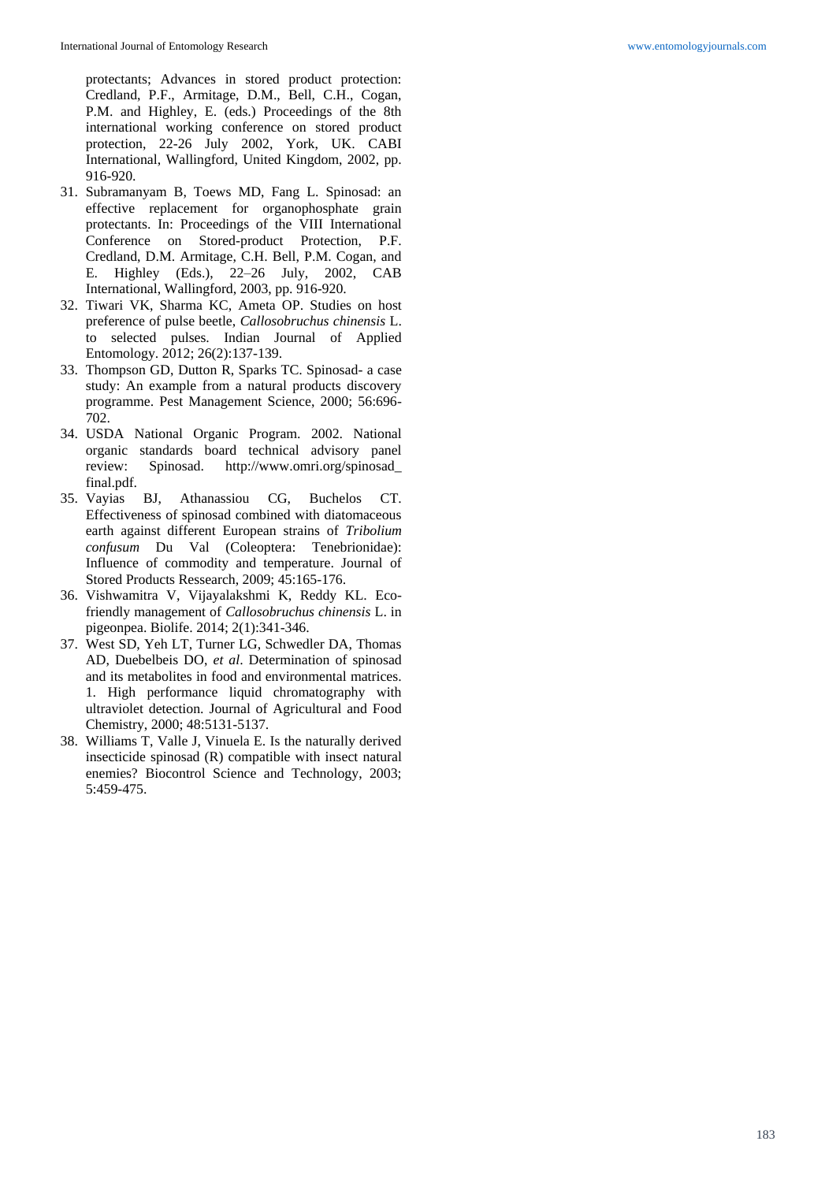protectants; Advances in stored product protection: Credland, P.F., Armitage, D.M., Bell, C.H., Cogan, P.M. and Highley, E. (eds.) Proceedings of the 8th international working conference on stored product protection, 22-26 July 2002, York, UK. CABI International, Wallingford, United Kingdom, 2002, pp. 916-920.

31. Subramanyam B, Toews MD, Fang L. Spinosad: an effective replacement for organophosphate grain protectants. In: Proceedings of the VIII International Conference on Stored-product Protection, P.F. Credland, D.M. Armitage, C.H. Bell, P.M. Cogan, and E. Highley (Eds.), 22–26 July, 2002, CAB International, Wallingford, 2003, pp. 916-920.
32. Tiwari VK, Sharma KC, Ameta OP. Studies on host preference of pulse beetle, *Callosobruchus chinensis* L. to selected pulses. Indian Journal of Applied Entomology. 2012; 26(2):137-139.
33. Thompson GD, Dutton R, Sparks TC. Spinosad- a case study: An example from a natural products discovery programme. Pest Management Science, 2000; 56:696-702.
34. USDA National Organic Program. 2002. National organic standards board technical advisory panel review: Spinosad. http://www.omri.org/spinosad_final.pdf.
35. Vayias BJ, Athanassiou CG, Buchelos CT. Effectiveness of spinosad combined with diatomaceous earth against different European strains of *Tribolium confusum* Du Val (Coleoptera: Tenebrionidae): Influence of commodity and temperature. Journal of Stored Products Ressearch, 2009; 45:165-176.
36. Vishwamitra V, Vijayalakshmi K, Reddy KL. Eco-friendly management of *Callosobruchus chinensis* L. in pigeonpea. Biolife. 2014; 2(1):341-346.
37. West SD, Yeh LT, Turner LG, Schwedler DA, Thomas AD, Duebelbeis DO, *et al*. Determination of spinosad and its metabolites in food and environmental matrices. 1. High performance liquid chromatography with ultraviolet detection. Journal of Agricultural and Food Chemistry, 2000; 48:5131-5137.
38. Williams T, Valle J, Vinuela E. Is the naturally derived insecticide spinosad (R) compatible with insect natural enemies? Biocontrol Science and Technology, 2003; 5:459-475.